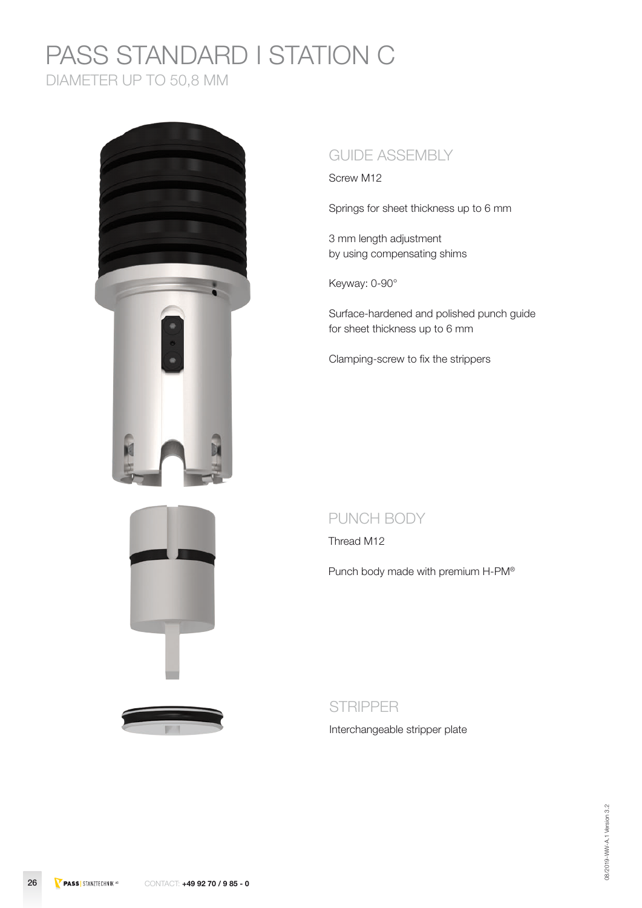# PASS STANDARD I STATION C

DIAMETER UP TO 50,8 MM

## GUIDE ASSEMBLY

Screw M12

Springs for sheet thickness up to 6 mm

3 mm length adjustment
by using compensating shims

Keyway: 0-90°

Surface-hardened and polished punch guide
for sheet thickness up to 6 mm

Clamping-screw to fix the strippers

## PUNCH BODY

Thread M12

Punch body made with premium H-PM®

## STRIPPER

Interchangeable stripper plate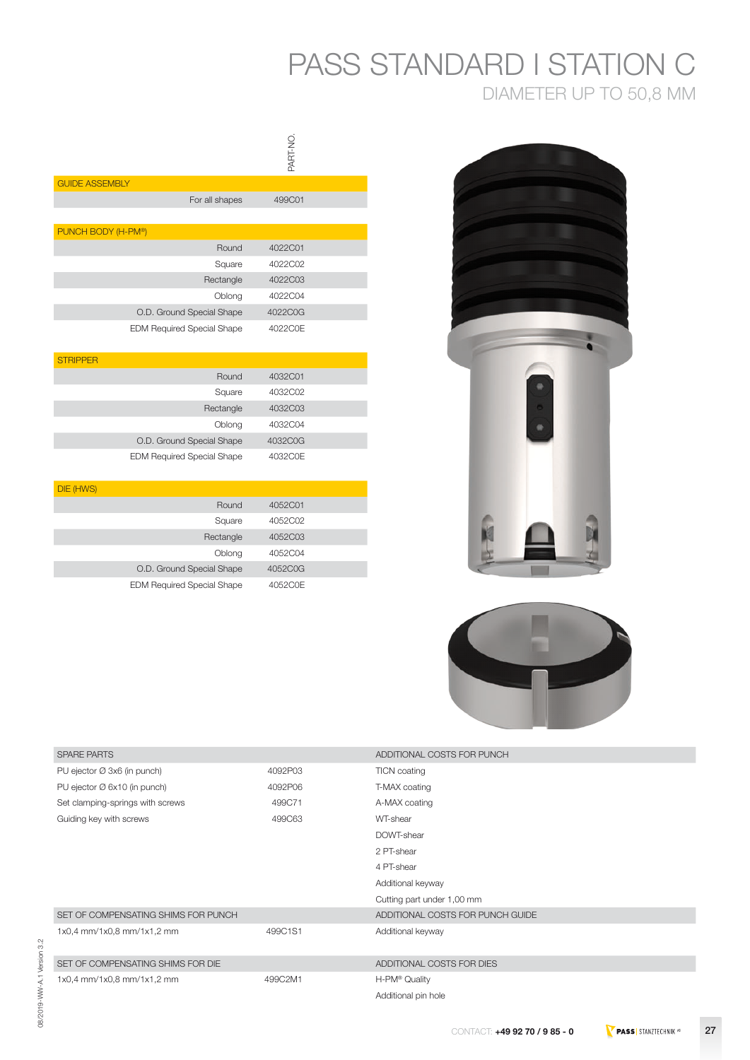# PASS STANDARD I STATION C

## DIAMETER UP TO 50,8 MM

| | PART-NO. |
|---|---|
| **GUIDE ASSEMBLY** | |
| For all shapes | 499C01 |
| **PUNCH BODY (H-PM®)** | |
| Round | 4022C01 |
| Square | 4022C02 |
| Rectangle | 4022C03 |
| Oblong | 4022C04 |
| O.D. Ground Special Shape | 4022C0G |
| EDM Required Special Shape | 4022C0E |
| **STRIPPER** | |
| Round | 4032C01 |
| Square | 4032C02 |
| Rectangle | 4032C03 |
| Oblong | 4032C04 |
| O.D. Ground Special Shape | 4032C0G |
| EDM Required Special Shape | 4032C0E |
| **DIE (HWS)** | |
| Round | 4052C01 |
| Square | 4052C02 |
| Rectangle | 4052C03 |
| Oblong | 4052C04 |
| O.D. Ground Special Shape | 4052C0G |
| EDM Required Special Shape | 4052C0E |

| SPARE PARTS | |
|---|---|
| PU ejector Ø 3x6 (in punch) | 4092P03 |
| PU ejector Ø 6x10 (in punch) | 4092P06 |
| Set clamping-springs with screws | 499C71 |
| Guiding key with screws | 499C63 |

| SET OF COMPENSATING SHIMS FOR PUNCH | |
|---|---|
| 1x0,4 mm/1x0,8 mm/1x1,2 mm | 499C1S1 |

| SET OF COMPENSATING SHIMS FOR DIE | |
|---|---|
| 1x0,4 mm/1x0,8 mm/1x1,2 mm | 499C2M1 |

| ADDITIONAL COSTS FOR PUNCH |
|---|
| TICN coating |
| T-MAX coating |
| A-MAX coating |
| WT-shear |
| DOWT-shear |
| 2 PT-shear |
| 4 PT-shear |
| Additional keyway |
| Cutting part under 1,00 mm |

| ADDITIONAL COSTS FOR PUNCH GUIDE |
|---|
| Additional keyway |

| ADDITIONAL COSTS FOR DIES |
|---|
| H-PM® Quality |
| Additional pin hole |

CONTACT: **+49 92 70 / 9 85 - 0**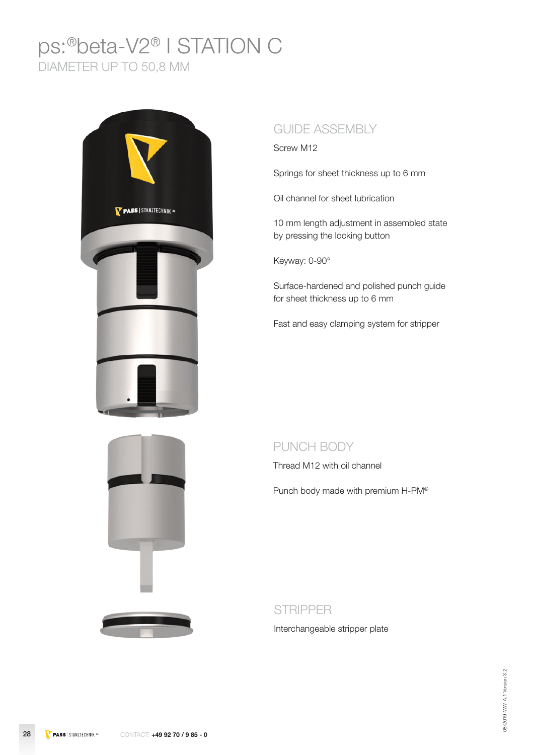# ps:®beta-V2® I STATION C

DIAMETER UP TO 50,8 MM

## GUIDE ASSEMBLY

Screw M12

Springs for sheet thickness up to 6 mm

Oil channel for sheet lubrication

10 mm length adjustment in assembled state by pressing the locking button

Keyway: 0-90°

Surface-hardened and polished punch guide for sheet thickness up to 6 mm

Fast and easy clamping system for stripper

## PUNCH BODY

Thread M12 with oil channel

Punch body made with premium H-PM®

## STRIPPER

Interchangeable stripper plate

CONTACT: **+49 92 70 / 9 85 - 0**

08/2019-WW-A.1 Version 3.2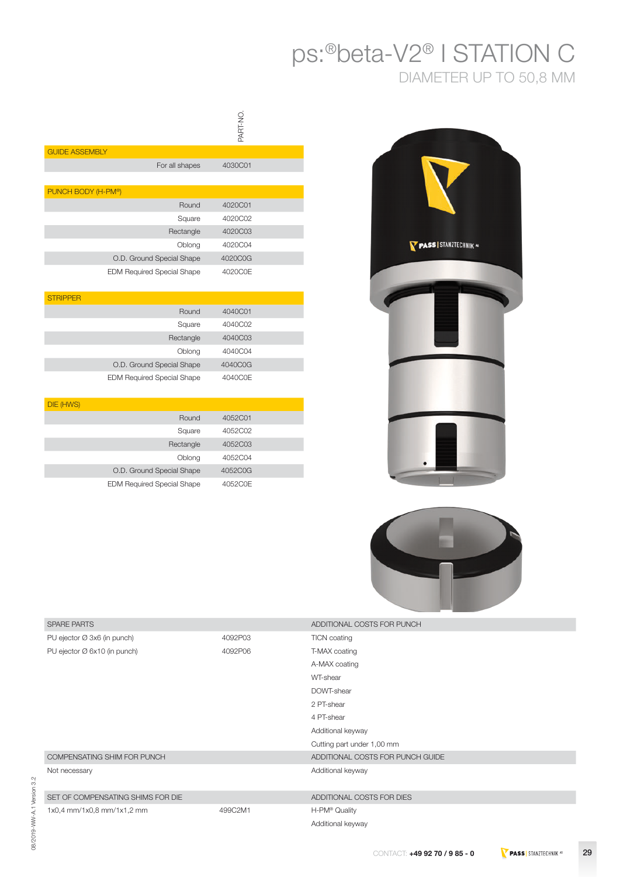# ps:®beta-V2® I STATION C

## DIAMETER UP TO 50,8 MM

| | PART-NO. |
|---|---|
| **GUIDE ASSEMBLY** | |
| For all shapes | 4030C01 |
| **PUNCH BODY (H-PM®)** | |
| Round | 4020C01 |
| Square | 4020C02 |
| Rectangle | 4020C03 |
| Oblong | 4020C04 |
| O.D. Ground Special Shape | 4020C0G |
| EDM Required Special Shape | 4020C0E |
| **STRIPPER** | |
| Round | 4040C01 |
| Square | 4040C02 |
| Rectangle | 4040C03 |
| Oblong | 4040C04 |
| O.D. Ground Special Shape | 4040C0G |
| EDM Required Special Shape | 4040C0E |
| **DIE (HWS)** | |
| Round | 4052C01 |
| Square | 4052C02 |
| Rectangle | 4052C03 |
| Oblong | 4052C04 |
| O.D. Ground Special Shape | 4052C0G |
| EDM Required Special Shape | 4052C0E |

| SPARE PARTS | |
|---|---|
| PU ejector Ø 3x6 (in punch) | 4092P03 |
| PU ejector Ø 6x10 (in punch) | 4092P06 |

| COMPENSATING SHIM FOR PUNCH |
|---|
| Not necessary |

| SET OF COMPENSATING SHIMS FOR DIE | |
|---|---|
| 1x0,4 mm/1x0,8 mm/1x1,2 mm | 499C2M1 |

| ADDITIONAL COSTS FOR PUNCH |
|---|
| TICN coating |
| T-MAX coating |
| A-MAX coating |
| WT-shear |
| DOWT-shear |
| 2 PT-shear |
| 4 PT-shear |
| Additional keyway |
| Cutting part under 1,00 mm |

| ADDITIONAL COSTS FOR PUNCH GUIDE |
|---|
| Additional keyway |

| ADDITIONAL COSTS FOR DIES |
|---|
| H-PM® Quality |
| Additional keyway |

CONTACT: **+49 92 70 / 9 85 - 0**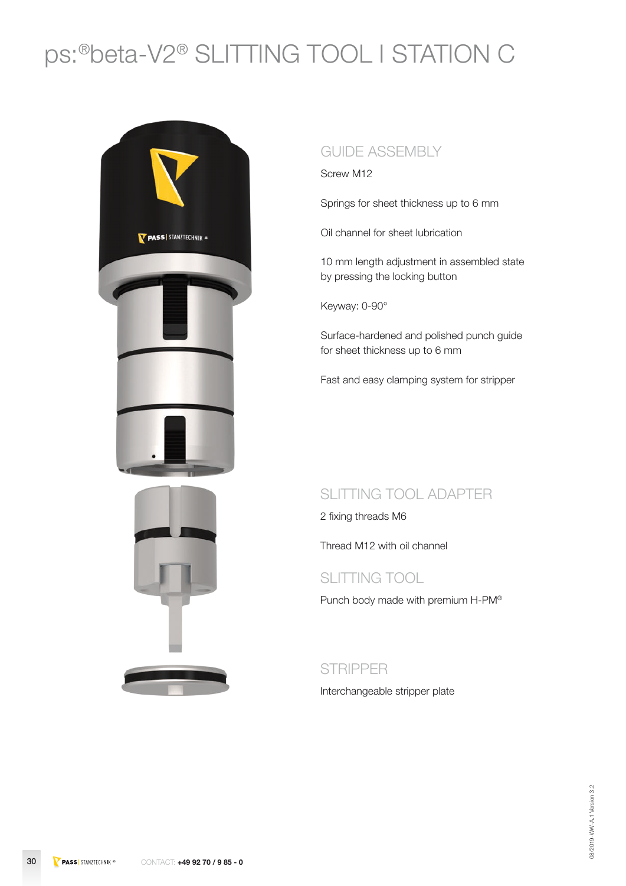# ps:®beta-V2® SLITTING TOOL I STATION C

## GUIDE ASSEMBLY

Screw M12

Springs for sheet thickness up to 6 mm

Oil channel for sheet lubrication

10 mm length adjustment in assembled state by pressing the locking button

Keyway: 0-90°

Surface-hardened and polished punch guide for sheet thickness up to 6 mm

Fast and easy clamping system for stripper

## SLITTING TOOL ADAPTER

2 fixing threads M6

Thread M12 with oil channel

## SLITTING TOOL

Punch body made with premium H-PM®

## STRIPPER

Interchangeable stripper plate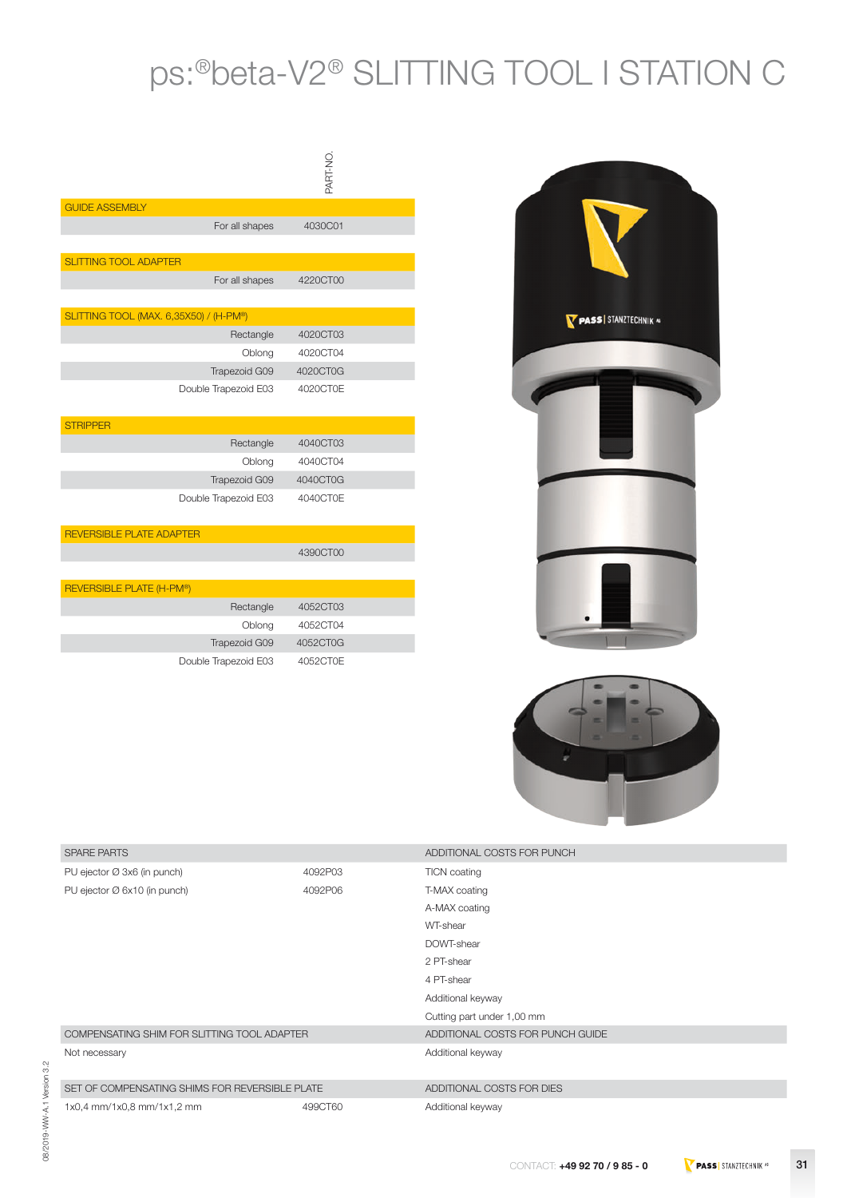# ps:®beta-V2® SLITTING TOOL I STATION C

| | | PART-NO. |
|---|---|---|
| **GUIDE ASSEMBLY** | | |
| | For all shapes | 4030C01 |
| **SLITTING TOOL ADAPTER** | | |
| | For all shapes | 4220CT00 |
| **SLITTING TOOL (MAX. 6,35X50) / (H-PM®)** | | |
| | Rectangle | 4020CT03 |
| | Oblong | 4020CT04 |
| | Trapezoid G09 | 4020CT0G |
| | Double Trapezoid E03 | 4020CT0E |
| **STRIPPER** | | |
| | Rectangle | 4040CT03 |
| | Oblong | 4040CT04 |
| | Trapezoid G09 | 4040CT0G |
| | Double Trapezoid E03 | 4040CT0E |
| **REVERSIBLE PLATE ADAPTER** | | |
| | | 4390CT00 |
| **REVERSIBLE PLATE (H-PM®)** | | |
| | Rectangle | 4052CT03 |
| | Oblong | 4052CT04 |
| | Trapezoid G09 | 4052CT0G |
| | Double Trapezoid E03 | 4052CT0E |

| SPARE PARTS | |
|---|---|
| PU ejector Ø 3x6 (in punch) | 4092P03 |
| PU ejector Ø 6x10 (in punch) | 4092P06 |

| COMPENSATING SHIM FOR SLITTING TOOL ADAPTER |
|---|
| Not necessary |

| SET OF COMPENSATING SHIMS FOR REVERSIBLE PLATE | |
|---|---|
| 1x0,4 mm/1x0,8 mm/1x1,2 mm | 499CT60 |

| ADDITIONAL COSTS FOR PUNCH |
|---|
| TICN coating |
| T-MAX coating |
| A-MAX coating |
| WT-shear |
| DOWT-shear |
| 2 PT-shear |
| 4 PT-shear |
| Additional keyway |
| Cutting part under 1,00 mm |

| ADDITIONAL COSTS FOR PUNCH GUIDE |
|---|
| Additional keyway |

| ADDITIONAL COSTS FOR DIES |
|---|
| Additional keyway |

CONTACT: **+49 92 70 / 9 85 - 0**